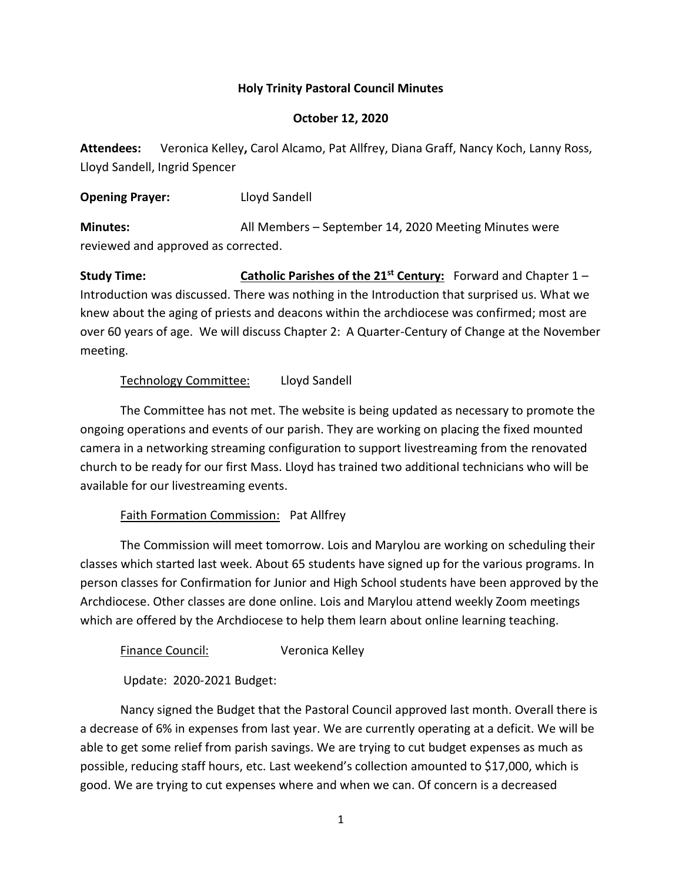# Holy Trinity Pastoral Council Minutes

**October 12, 2020**

**Attendees:** Veronica Kelley**,** Carol Alcamo, Pat Allfrey, Diana Graff, Nancy Koch, Lanny Ross, Lloyd Sandell, Ingrid Spencer

**Opening Prayer:** Lloyd Sandell

**Minutes:** All Members – September 14, 2020 Meeting Minutes were reviewed and approved as corrected.

**Study Time:** **Catholic Parishes of the 21st Century:** Forward and Chapter 1 – Introduction was discussed. There was nothing in the Introduction that surprised us. What we knew about the aging of priests and deacons within the archdiocese was confirmed; most are over 60 years of age. We will discuss Chapter 2: A Quarter-Century of Change at the November meeting.

Technology Committee: Lloyd Sandell

The Committee has not met. The website is being updated as necessary to promote the ongoing operations and events of our parish. They are working on placing the fixed mounted camera in a networking streaming configuration to support livestreaming from the renovated church to be ready for our first Mass. Lloyd has trained two additional technicians who will be available for our livestreaming events.

Faith Formation Commission: Pat Allfrey

The Commission will meet tomorrow. Lois and Marylou are working on scheduling their classes which started last week. About 65 students have signed up for the various programs. In person classes for Confirmation for Junior and High School students have been approved by the Archdiocese. Other classes are done online. Lois and Marylou attend weekly Zoom meetings which are offered by the Archdiocese to help them learn about online learning teaching.

Finance Council: Veronica Kelley

Update: 2020-2021 Budget:

Nancy signed the Budget that the Pastoral Council approved last month. Overall there is a decrease of 6% in expenses from last year. We are currently operating at a deficit. We will be able to get some relief from parish savings. We are trying to cut budget expenses as much as possible, reducing staff hours, etc. Last weekend's collection amounted to $17,000, which is good. We are trying to cut expenses where and when we can. Of concern is a decreased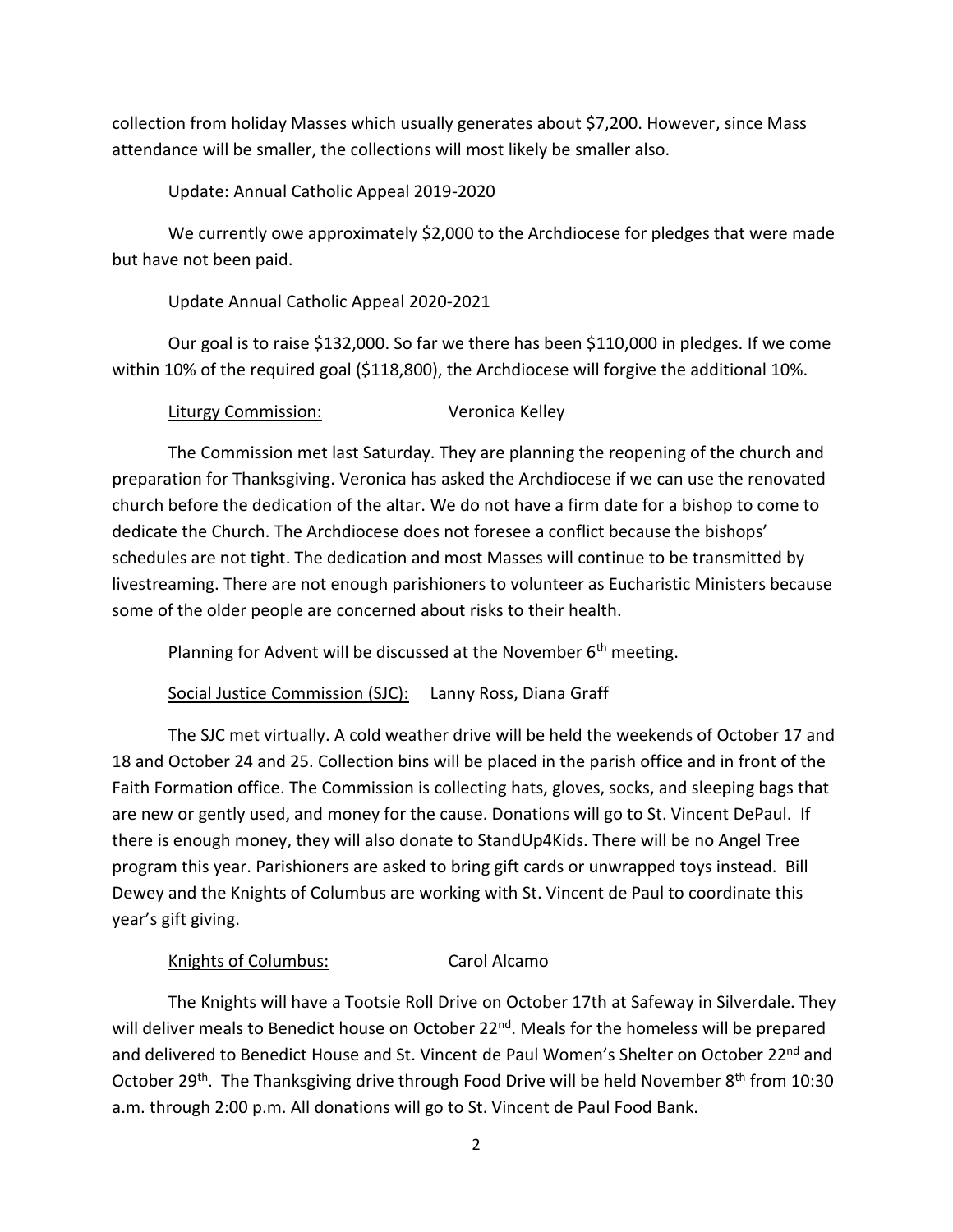collection from holiday Masses which usually generates about $7,200. However, since Mass attendance will be smaller, the collections will most likely be smaller also.

Update: Annual Catholic Appeal 2019-2020

We currently owe approximately $2,000 to the Archdiocese for pledges that were made but have not been paid.

Update Annual Catholic Appeal 2020-2021

Our goal is to raise $132,000. So far we there has been $110,000 in pledges. If we come within 10% of the required goal ($118,800), the Archdiocese will forgive the additional 10%.

<u>Liturgy Commission:</u> Veronica Kelley

The Commission met last Saturday. They are planning the reopening of the church and preparation for Thanksgiving. Veronica has asked the Archdiocese if we can use the renovated church before the dedication of the altar. We do not have a firm date for a bishop to come to dedicate the Church. The Archdiocese does not foresee a conflict because the bishops' schedules are not tight. The dedication and most Masses will continue to be transmitted by livestreaming. There are not enough parishioners to volunteer as Eucharistic Ministers because some of the older people are concerned about risks to their health.

Planning for Advent will be discussed at the November 6th meeting.

<u>Social Justice Commission (SJC):</u> Lanny Ross, Diana Graff

The SJC met virtually. A cold weather drive will be held the weekends of October 17 and 18 and October 24 and 25. Collection bins will be placed in the parish office and in front of the Faith Formation office. The Commission is collecting hats, gloves, socks, and sleeping bags that are new or gently used, and money for the cause. Donations will go to St. Vincent DePaul. If there is enough money, they will also donate to StandUp4Kids. There will be no Angel Tree program this year. Parishioners are asked to bring gift cards or unwrapped toys instead. Bill Dewey and the Knights of Columbus are working with St. Vincent de Paul to coordinate this year's gift giving.

<u>Knights of Columbus:</u> Carol Alcamo

The Knights will have a Tootsie Roll Drive on October 17th at Safeway in Silverdale. They will deliver meals to Benedict house on October 22nd. Meals for the homeless will be prepared and delivered to Benedict House and St. Vincent de Paul Women's Shelter on October 22nd and October 29th. The Thanksgiving drive through Food Drive will be held November 8th from 10:30 a.m. through 2:00 p.m. All donations will go to St. Vincent de Paul Food Bank.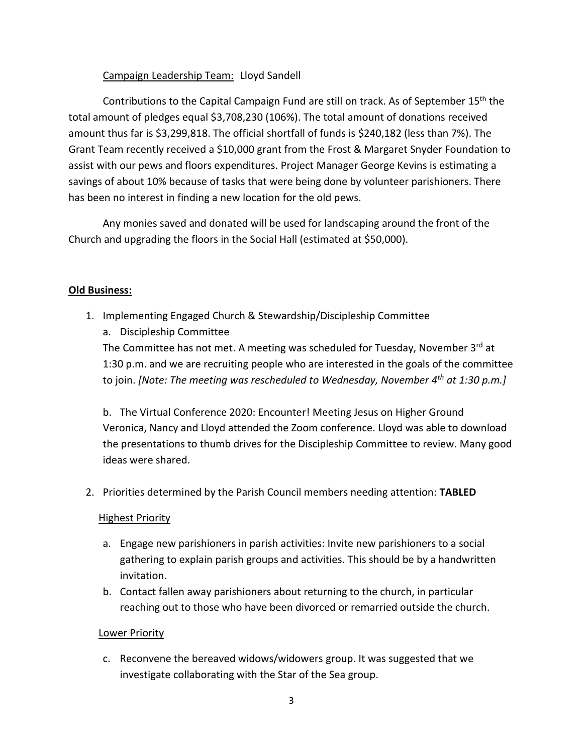Campaign Leadership Team: Lloyd Sandell

Contributions to the Capital Campaign Fund are still on track. As of September 15th the total amount of pledges equal $3,708,230 (106%). The total amount of donations received amount thus far is $3,299,818. The official shortfall of funds is $240,182 (less than 7%). The Grant Team recently received a $10,000 grant from the Frost & Margaret Snyder Foundation to assist with our pews and floors expenditures. Project Manager George Kevins is estimating a savings of about 10% because of tasks that were being done by volunteer parishioners. There has been no interest in finding a new location for the old pews.

Any monies saved and donated will be used for landscaping around the front of the Church and upgrading the floors in the Social Hall (estimated at $50,000).

**Old Business:**

1. Implementing Engaged Church & Stewardship/Discipleship Committee

   a. Discipleship Committee

   The Committee has not met. A meeting was scheduled for Tuesday, November 3rd at 1:30 p.m. and we are recruiting people who are interested in the goals of the committee to join. *[Note: The meeting was rescheduled to Wednesday, November 4th at 1:30 p.m.]*

   b. The Virtual Conference 2020: Encounter! Meeting Jesus on Higher Ground

   Veronica, Nancy and Lloyd attended the Zoom conference. Lloyd was able to download the presentations to thumb drives for the Discipleship Committee to review. Many good ideas were shared.

2. Priorities determined by the Parish Council members needing attention: **TABLED**

   Highest Priority

   a. Engage new parishioners in parish activities: Invite new parishioners to a social gathering to explain parish groups and activities. This should be by a handwritten invitation.
   b. Contact fallen away parishioners about returning to the church, in particular reaching out to those who have been divorced or remarried outside the church.

   Lower Priority

   c. Reconvene the bereaved widows/widowers group. It was suggested that we investigate collaborating with the Star of the Sea group.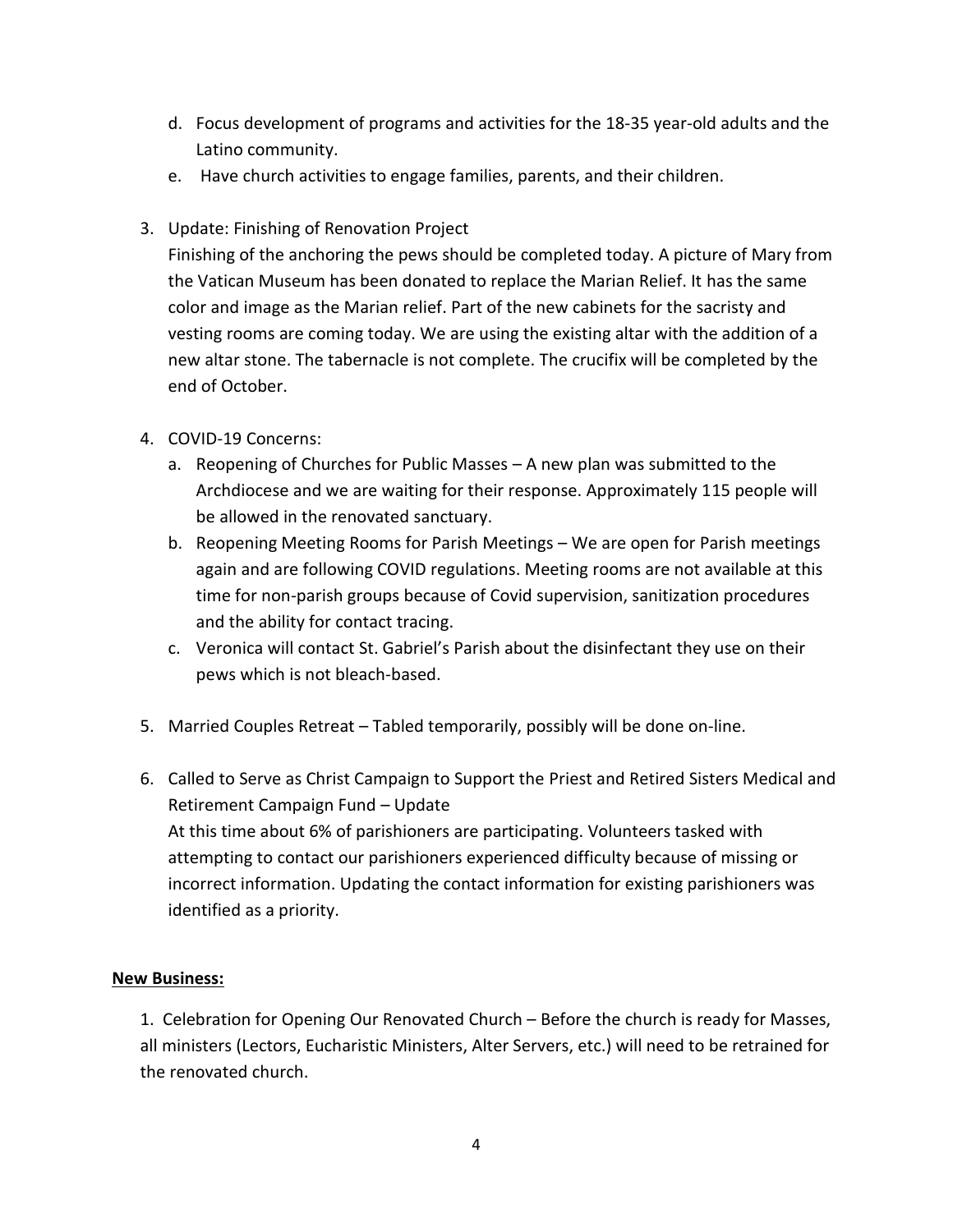d. Focus development of programs and activities for the 18-35 year-old adults and the Latino community.
e. Have church activities to engage families, parents, and their children.

3. Update: Finishing of Renovation Project
   Finishing of the anchoring the pews should be completed today. A picture of Mary from the Vatican Museum has been donated to replace the Marian Relief. It has the same color and image as the Marian relief. Part of the new cabinets for the sacristy and vesting rooms are coming today. We are using the existing altar with the addition of a new altar stone. The tabernacle is not complete. The crucifix will be completed by the end of October.

4. COVID-19 Concerns:
   a. Reopening of Churches for Public Masses – A new plan was submitted to the Archdiocese and we are waiting for their response. Approximately 115 people will be allowed in the renovated sanctuary.
   b. Reopening Meeting Rooms for Parish Meetings – We are open for Parish meetings again and are following COVID regulations. Meeting rooms are not available at this time for non-parish groups because of Covid supervision, sanitization procedures and the ability for contact tracing.
   c. Veronica will contact St. Gabriel's Parish about the disinfectant they use on their pews which is not bleach-based.

5. Married Couples Retreat – Tabled temporarily, possibly will be done on-line.

6. Called to Serve as Christ Campaign to Support the Priest and Retired Sisters Medical and Retirement Campaign Fund – Update
   At this time about 6% of parishioners are participating. Volunteers tasked with attempting to contact our parishioners experienced difficulty because of missing or incorrect information. Updating the contact information for existing parishioners was identified as a priority.

**New Business:**

1. Celebration for Opening Our Renovated Church – Before the church is ready for Masses, all ministers (Lectors, Eucharistic Ministers, Alter Servers, etc.) will need to be retrained for the renovated church.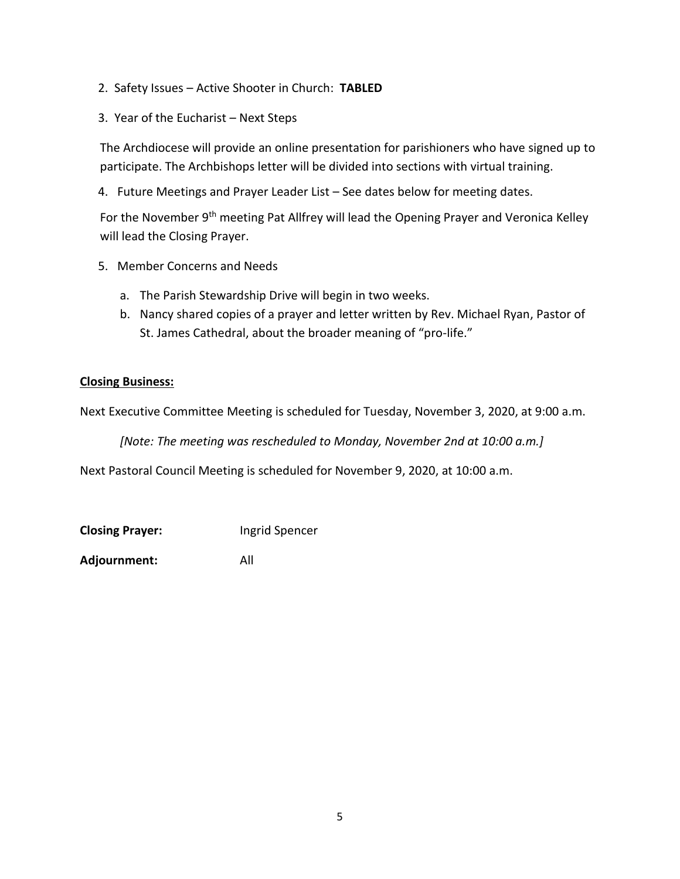2. Safety Issues – Active Shooter in Church: **TABLED**

3. Year of the Eucharist – Next Steps

   The Archdiocese will provide an online presentation for parishioners who have signed up to participate. The Archbishops letter will be divided into sections with virtual training.

4. Future Meetings and Prayer Leader List – See dates below for meeting dates.

   For the November 9th meeting Pat Allfrey will lead the Opening Prayer and Veronica Kelley will lead the Closing Prayer.

5. Member Concerns and Needs

   a. The Parish Stewardship Drive will begin in two weeks.
   b. Nancy shared copies of a prayer and letter written by Rev. Michael Ryan, Pastor of St. James Cathedral, about the broader meaning of "pro-life."

**Closing Business:**

Next Executive Committee Meeting is scheduled for Tuesday, November 3, 2020, at 9:00 a.m.

*[Note: The meeting was rescheduled to Monday, November 2nd at 10:00 a.m.]*

Next Pastoral Council Meeting is scheduled for November 9, 2020, at 10:00 a.m.

**Closing Prayer:** Ingrid Spencer

**Adjournment:** All